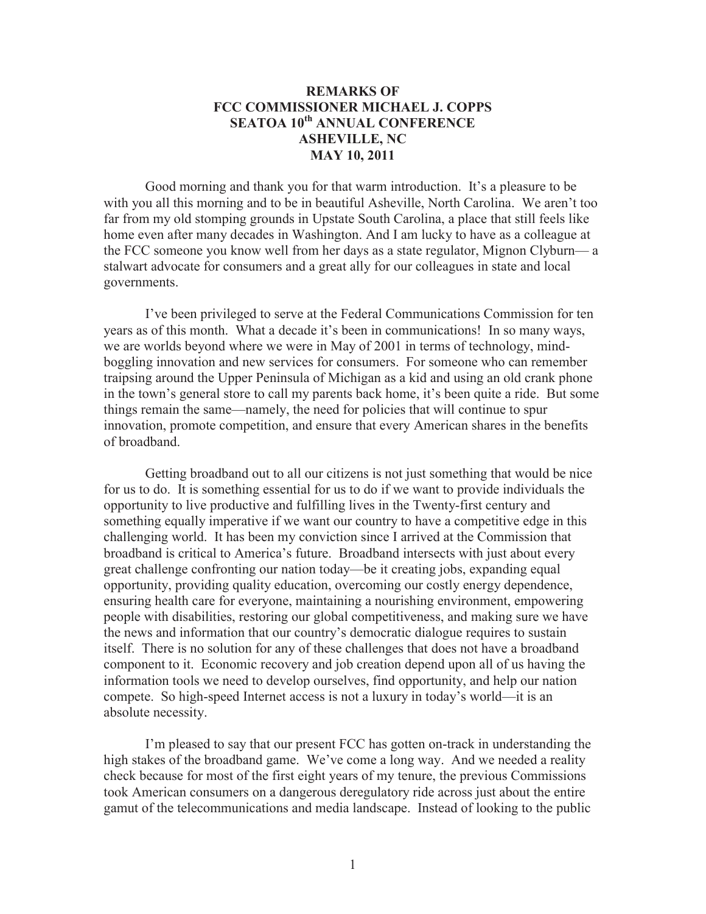# REMARKS OF
# FCC COMMISSIONER MICHAEL J. COPPS
# SEATOA 10th ANNUAL CONFERENCE
# ASHEVILLE, NC
# MAY 10, 2011

Good morning and thank you for that warm introduction. It's a pleasure to be with you all this morning and to be in beautiful Asheville, North Carolina. We aren't too far from my old stomping grounds in Upstate South Carolina, a place that still feels like home even after many decades in Washington. And I am lucky to have as a colleague at the FCC someone you know well from her days as a state regulator, Mignon Clyburn— a stalwart advocate for consumers and a great ally for our colleagues in state and local governments.

I've been privileged to serve at the Federal Communications Commission for ten years as of this month. What a decade it's been in communications! In so many ways, we are worlds beyond where we were in May of 2001 in terms of technology, mind-boggling innovation and new services for consumers. For someone who can remember traipsing around the Upper Peninsula of Michigan as a kid and using an old crank phone in the town's general store to call my parents back home, it's been quite a ride. But some things remain the same—namely, the need for policies that will continue to spur innovation, promote competition, and ensure that every American shares in the benefits of broadband.

Getting broadband out to all our citizens is not just something that would be nice for us to do. It is something essential for us to do if we want to provide individuals the opportunity to live productive and fulfilling lives in the Twenty-first century and something equally imperative if we want our country to have a competitive edge in this challenging world. It has been my conviction since I arrived at the Commission that broadband is critical to America's future. Broadband intersects with just about every great challenge confronting our nation today—be it creating jobs, expanding equal opportunity, providing quality education, overcoming our costly energy dependence, ensuring health care for everyone, maintaining a nourishing environment, empowering people with disabilities, restoring our global competitiveness, and making sure we have the news and information that our country's democratic dialogue requires to sustain itself. There is no solution for any of these challenges that does not have a broadband component to it. Economic recovery and job creation depend upon all of us having the information tools we need to develop ourselves, find opportunity, and help our nation compete. So high-speed Internet access is not a luxury in today's world—it is an absolute necessity.

I'm pleased to say that our present FCC has gotten on-track in understanding the high stakes of the broadband game. We've come a long way. And we needed a reality check because for most of the first eight years of my tenure, the previous Commissions took American consumers on a dangerous deregulatory ride across just about the entire gamut of the telecommunications and media landscape. Instead of looking to the public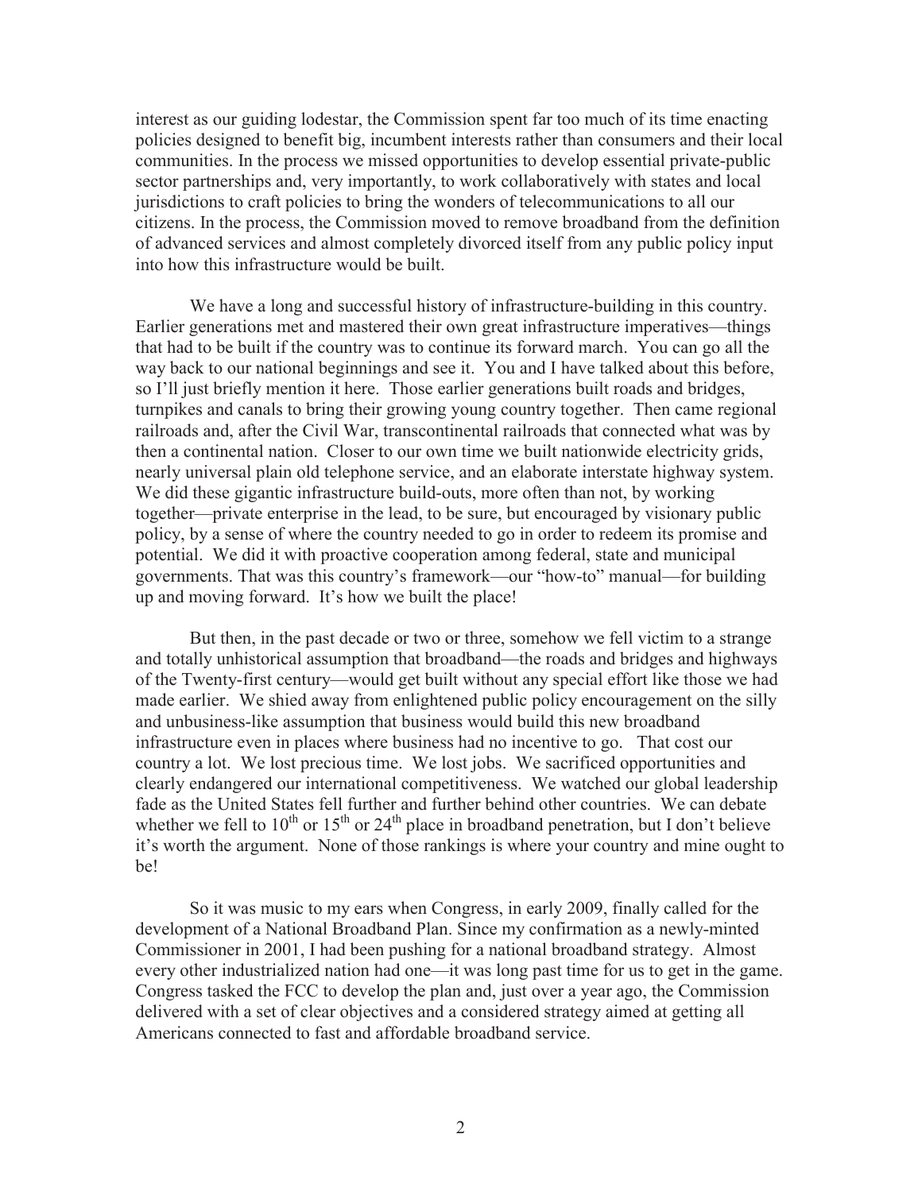interest as our guiding lodestar, the Commission spent far too much of its time enacting policies designed to benefit big, incumbent interests rather than consumers and their local communities. In the process we missed opportunities to develop essential private-public sector partnerships and, very importantly, to work collaboratively with states and local jurisdictions to craft policies to bring the wonders of telecommunications to all our citizens. In the process, the Commission moved to remove broadband from the definition of advanced services and almost completely divorced itself from any public policy input into how this infrastructure would be built.

We have a long and successful history of infrastructure-building in this country. Earlier generations met and mastered their own great infrastructure imperatives—things that had to be built if the country was to continue its forward march. You can go all the way back to our national beginnings and see it. You and I have talked about this before, so I'll just briefly mention it here. Those earlier generations built roads and bridges, turnpikes and canals to bring their growing young country together. Then came regional railroads and, after the Civil War, transcontinental railroads that connected what was by then a continental nation. Closer to our own time we built nationwide electricity grids, nearly universal plain old telephone service, and an elaborate interstate highway system. We did these gigantic infrastructure build-outs, more often than not, by working together—private enterprise in the lead, to be sure, but encouraged by visionary public policy, by a sense of where the country needed to go in order to redeem its promise and potential. We did it with proactive cooperation among federal, state and municipal governments. That was this country's framework—our "how-to" manual—for building up and moving forward. It's how we built the place!

But then, in the past decade or two or three, somehow we fell victim to a strange and totally unhistorical assumption that broadband—the roads and bridges and highways of the Twenty-first century—would get built without any special effort like those we had made earlier. We shied away from enlightened public policy encouragement on the silly and unbusiness-like assumption that business would build this new broadband infrastructure even in places where business had no incentive to go. That cost our country a lot. We lost precious time. We lost jobs. We sacrificed opportunities and clearly endangered our international competitiveness. We watched our global leadership fade as the United States fell further and further behind other countries. We can debate whether we fell to 10th or 15th or 24th place in broadband penetration, but I don't believe it's worth the argument. None of those rankings is where your country and mine ought to be!

So it was music to my ears when Congress, in early 2009, finally called for the development of a National Broadband Plan. Since my confirmation as a newly-minted Commissioner in 2001, I had been pushing for a national broadband strategy. Almost every other industrialized nation had one—it was long past time for us to get in the game. Congress tasked the FCC to develop the plan and, just over a year ago, the Commission delivered with a set of clear objectives and a considered strategy aimed at getting all Americans connected to fast and affordable broadband service.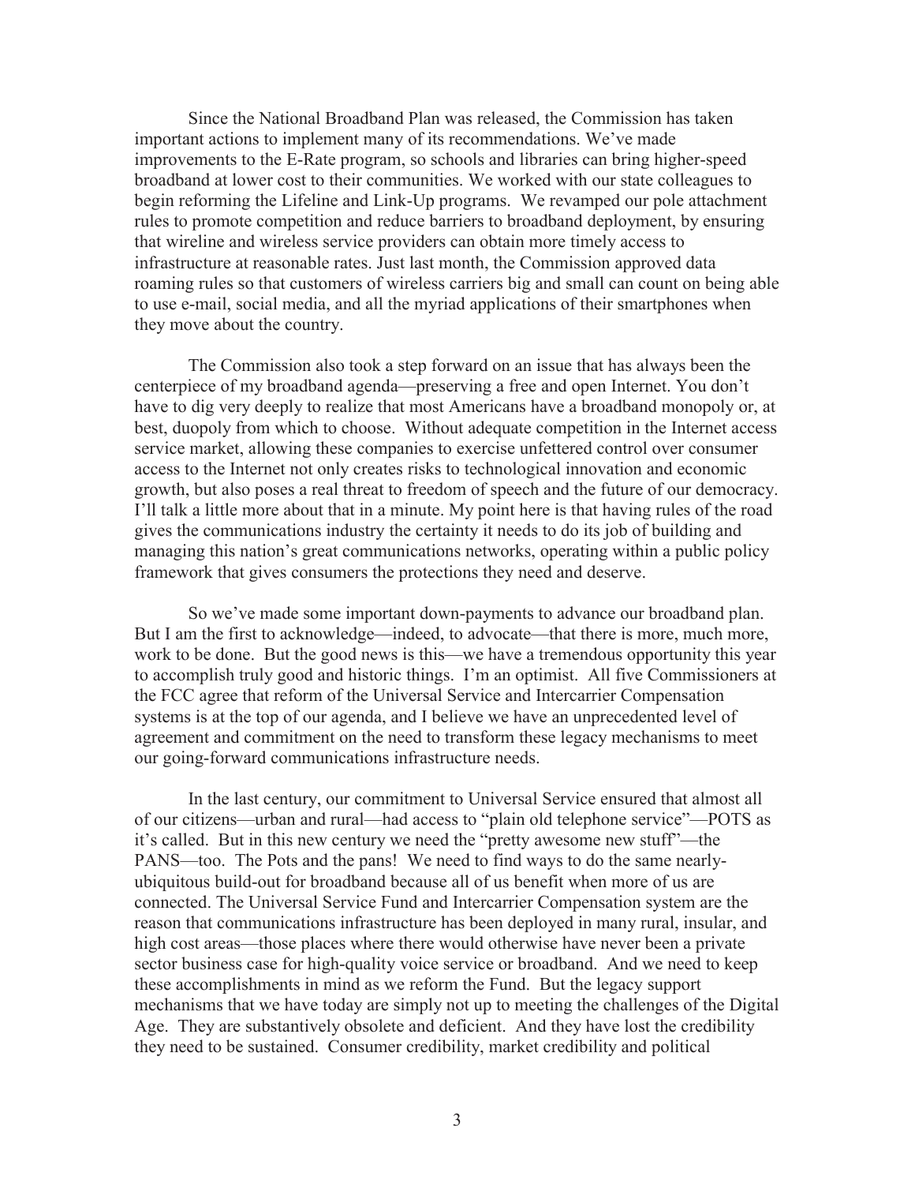Since the National Broadband Plan was released, the Commission has taken important actions to implement many of its recommendations. We've made improvements to the E-Rate program, so schools and libraries can bring higher-speed broadband at lower cost to their communities. We worked with our state colleagues to begin reforming the Lifeline and Link-Up programs. We revamped our pole attachment rules to promote competition and reduce barriers to broadband deployment, by ensuring that wireline and wireless service providers can obtain more timely access to infrastructure at reasonable rates. Just last month, the Commission approved data roaming rules so that customers of wireless carriers big and small can count on being able to use e-mail, social media, and all the myriad applications of their smartphones when they move about the country.

The Commission also took a step forward on an issue that has always been the centerpiece of my broadband agenda—preserving a free and open Internet. You don't have to dig very deeply to realize that most Americans have a broadband monopoly or, at best, duopoly from which to choose. Without adequate competition in the Internet access service market, allowing these companies to exercise unfettered control over consumer access to the Internet not only creates risks to technological innovation and economic growth, but also poses a real threat to freedom of speech and the future of our democracy. I'll talk a little more about that in a minute. My point here is that having rules of the road gives the communications industry the certainty it needs to do its job of building and managing this nation's great communications networks, operating within a public policy framework that gives consumers the protections they need and deserve.

So we've made some important down-payments to advance our broadband plan. But I am the first to acknowledge—indeed, to advocate—that there is more, much more, work to be done. But the good news is this—we have a tremendous opportunity this year to accomplish truly good and historic things. I'm an optimist. All five Commissioners at the FCC agree that reform of the Universal Service and Intercarrier Compensation systems is at the top of our agenda, and I believe we have an unprecedented level of agreement and commitment on the need to transform these legacy mechanisms to meet our going-forward communications infrastructure needs.

In the last century, our commitment to Universal Service ensured that almost all of our citizens—urban and rural—had access to "plain old telephone service"—POTS as it's called. But in this new century we need the "pretty awesome new stuff"—the PANS—too. The Pots and the pans! We need to find ways to do the same nearly-ubiquitous build-out for broadband because all of us benefit when more of us are connected. The Universal Service Fund and Intercarrier Compensation system are the reason that communications infrastructure has been deployed in many rural, insular, and high cost areas—those places where there would otherwise have never been a private sector business case for high-quality voice service or broadband. And we need to keep these accomplishments in mind as we reform the Fund. But the legacy support mechanisms that we have today are simply not up to meeting the challenges of the Digital Age. They are substantively obsolete and deficient. And they have lost the credibility they need to be sustained. Consumer credibility, market credibility and political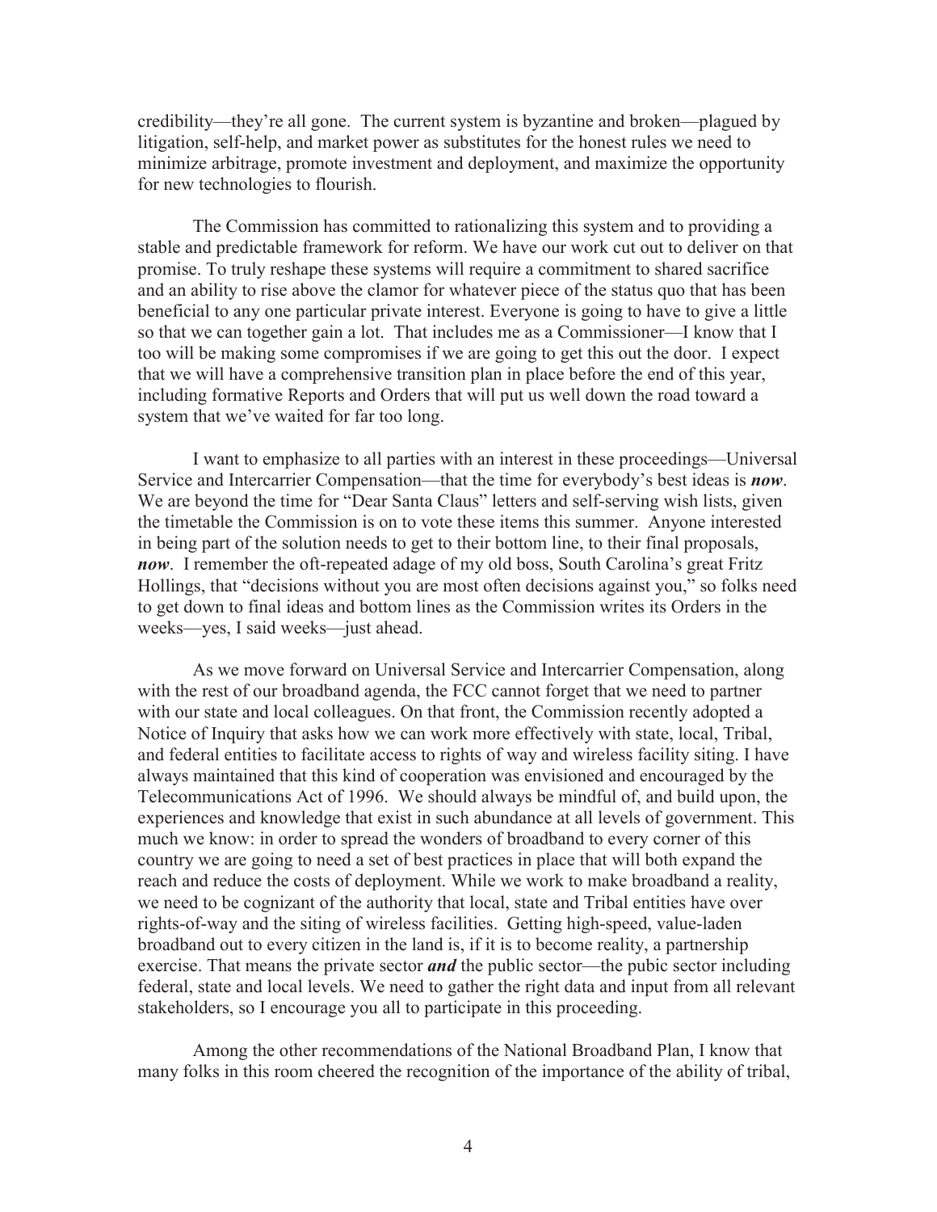credibility—they're all gone. The current system is byzantine and broken—plagued by litigation, self-help, and market power as substitutes for the honest rules we need to minimize arbitrage, promote investment and deployment, and maximize the opportunity for new technologies to flourish.

The Commission has committed to rationalizing this system and to providing a stable and predictable framework for reform. We have our work cut out to deliver on that promise. To truly reshape these systems will require a commitment to shared sacrifice and an ability to rise above the clamor for whatever piece of the status quo that has been beneficial to any one particular private interest. Everyone is going to have to give a little so that we can together gain a lot. That includes me as a Commissioner—I know that I too will be making some compromises if we are going to get this out the door. I expect that we will have a comprehensive transition plan in place before the end of this year, including formative Reports and Orders that will put us well down the road toward a system that we've waited for far too long.

I want to emphasize to all parties with an interest in these proceedings—Universal Service and Intercarrier Compensation—that the time for everybody's best ideas is ***now***. We are beyond the time for "Dear Santa Claus" letters and self-serving wish lists, given the timetable the Commission is on to vote these items this summer. Anyone interested in being part of the solution needs to get to their bottom line, to their final proposals, ***now***. I remember the oft-repeated adage of my old boss, South Carolina's great Fritz Hollings, that "decisions without you are most often decisions against you," so folks need to get down to final ideas and bottom lines as the Commission writes its Orders in the weeks—yes, I said weeks—just ahead.

As we move forward on Universal Service and Intercarrier Compensation, along with the rest of our broadband agenda, the FCC cannot forget that we need to partner with our state and local colleagues. On that front, the Commission recently adopted a Notice of Inquiry that asks how we can work more effectively with state, local, Tribal, and federal entities to facilitate access to rights of way and wireless facility siting. I have always maintained that this kind of cooperation was envisioned and encouraged by the Telecommunications Act of 1996. We should always be mindful of, and build upon, the experiences and knowledge that exist in such abundance at all levels of government. This much we know: in order to spread the wonders of broadband to every corner of this country we are going to need a set of best practices in place that will both expand the reach and reduce the costs of deployment. While we work to make broadband a reality, we need to be cognizant of the authority that local, state and Tribal entities have over rights-of-way and the siting of wireless facilities. Getting high-speed, value-laden broadband out to every citizen in the land is, if it is to become reality, a partnership exercise. That means the private sector ***and*** the public sector—the pubic sector including federal, state and local levels. We need to gather the right data and input from all relevant stakeholders, so I encourage you all to participate in this proceeding.

Among the other recommendations of the National Broadband Plan, I know that many folks in this room cheered the recognition of the importance of the ability of tribal,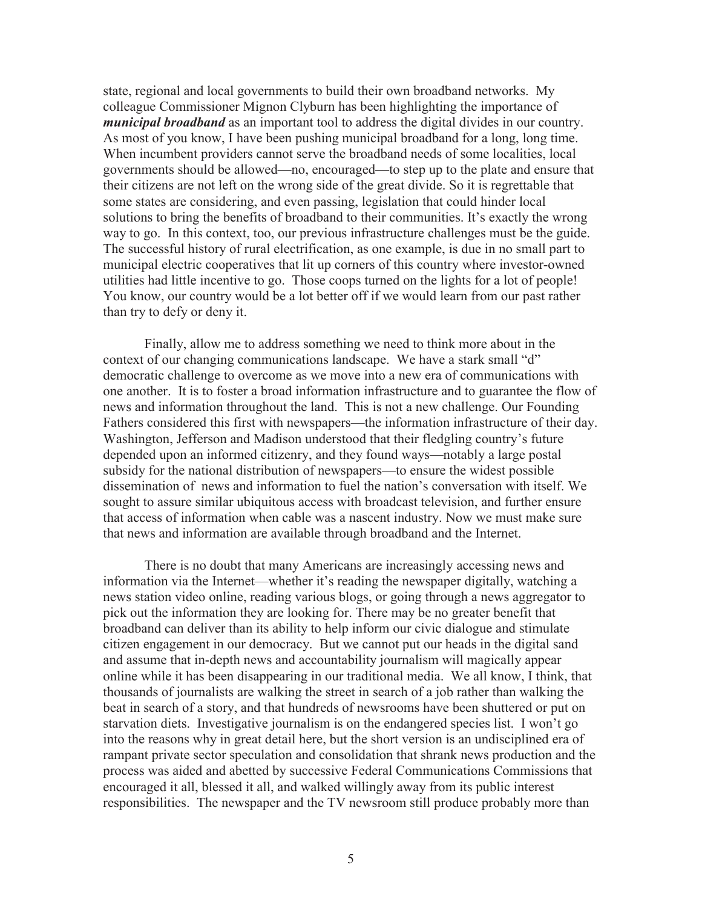state, regional and local governments to build their own broadband networks. My colleague Commissioner Mignon Clyburn has been highlighting the importance of ***municipal broadband*** as an important tool to address the digital divides in our country. As most of you know, I have been pushing municipal broadband for a long, long time. When incumbent providers cannot serve the broadband needs of some localities, local governments should be allowed—no, encouraged—to step up to the plate and ensure that their citizens are not left on the wrong side of the great divide. So it is regrettable that some states are considering, and even passing, legislation that could hinder local solutions to bring the benefits of broadband to their communities. It's exactly the wrong way to go. In this context, too, our previous infrastructure challenges must be the guide. The successful history of rural electrification, as one example, is due in no small part to municipal electric cooperatives that lit up corners of this country where investor-owned utilities had little incentive to go. Those coops turned on the lights for a lot of people! You know, our country would be a lot better off if we would learn from our past rather than try to defy or deny it.

Finally, allow me to address something we need to think more about in the context of our changing communications landscape. We have a stark small "d" democratic challenge to overcome as we move into a new era of communications with one another. It is to foster a broad information infrastructure and to guarantee the flow of news and information throughout the land. This is not a new challenge. Our Founding Fathers considered this first with newspapers—the information infrastructure of their day. Washington, Jefferson and Madison understood that their fledgling country's future depended upon an informed citizenry, and they found ways—notably a large postal subsidy for the national distribution of newspapers—to ensure the widest possible dissemination of news and information to fuel the nation's conversation with itself. We sought to assure similar ubiquitous access with broadcast television, and further ensure that access of information when cable was a nascent industry. Now we must make sure that news and information are available through broadband and the Internet.

There is no doubt that many Americans are increasingly accessing news and information via the Internet—whether it's reading the newspaper digitally, watching a news station video online, reading various blogs, or going through a news aggregator to pick out the information they are looking for. There may be no greater benefit that broadband can deliver than its ability to help inform our civic dialogue and stimulate citizen engagement in our democracy. But we cannot put our heads in the digital sand and assume that in-depth news and accountability journalism will magically appear online while it has been disappearing in our traditional media. We all know, I think, that thousands of journalists are walking the street in search of a job rather than walking the beat in search of a story, and that hundreds of newsrooms have been shuttered or put on starvation diets. Investigative journalism is on the endangered species list. I won't go into the reasons why in great detail here, but the short version is an undisciplined era of rampant private sector speculation and consolidation that shrank news production and the process was aided and abetted by successive Federal Communications Commissions that encouraged it all, blessed it all, and walked willingly away from its public interest responsibilities. The newspaper and the TV newsroom still produce probably more than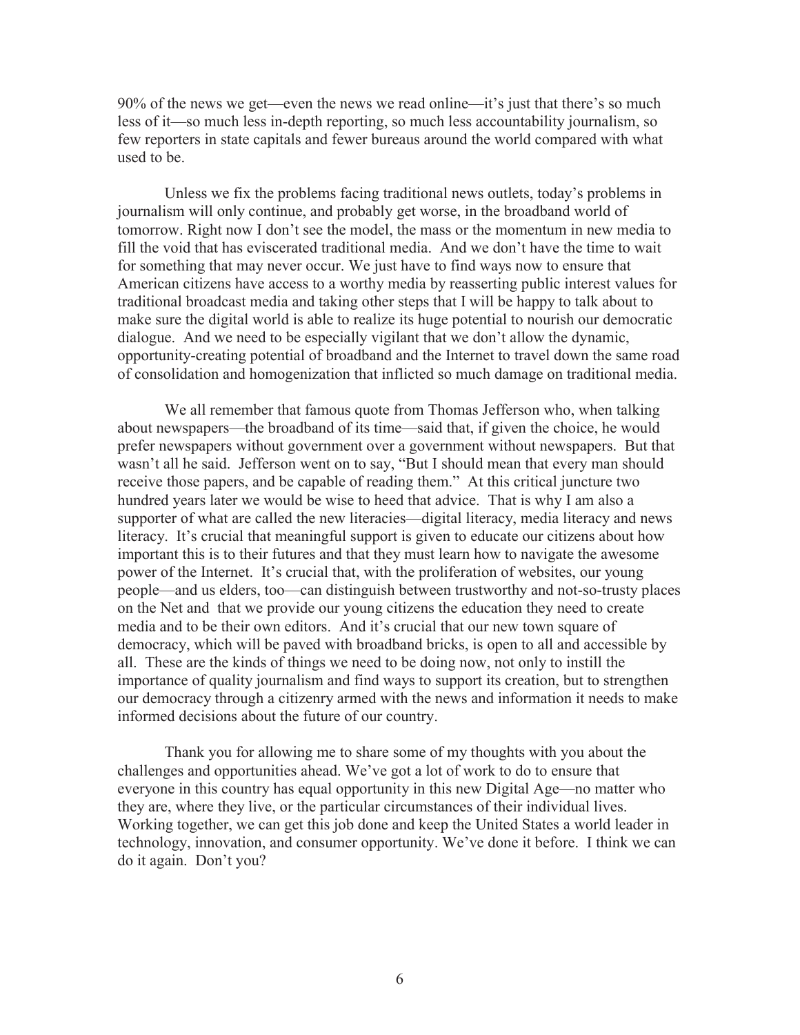90% of the news we get—even the news we read online—it's just that there's so much less of it—so much less in-depth reporting, so much less accountability journalism, so few reporters in state capitals and fewer bureaus around the world compared with what used to be.

Unless we fix the problems facing traditional news outlets, today's problems in journalism will only continue, and probably get worse, in the broadband world of tomorrow. Right now I don't see the model, the mass or the momentum in new media to fill the void that has eviscerated traditional media. And we don't have the time to wait for something that may never occur. We just have to find ways now to ensure that American citizens have access to a worthy media by reasserting public interest values for traditional broadcast media and taking other steps that I will be happy to talk about to make sure the digital world is able to realize its huge potential to nourish our democratic dialogue. And we need to be especially vigilant that we don't allow the dynamic, opportunity-creating potential of broadband and the Internet to travel down the same road of consolidation and homogenization that inflicted so much damage on traditional media.

We all remember that famous quote from Thomas Jefferson who, when talking about newspapers—the broadband of its time—said that, if given the choice, he would prefer newspapers without government over a government without newspapers. But that wasn't all he said. Jefferson went on to say, "But I should mean that every man should receive those papers, and be capable of reading them." At this critical juncture two hundred years later we would be wise to heed that advice. That is why I am also a supporter of what are called the new literacies—digital literacy, media literacy and news literacy. It's crucial that meaningful support is given to educate our citizens about how important this is to their futures and that they must learn how to navigate the awesome power of the Internet. It's crucial that, with the proliferation of websites, our young people—and us elders, too—can distinguish between trustworthy and not-so-trusty places on the Net and that we provide our young citizens the education they need to create media and to be their own editors. And it's crucial that our new town square of democracy, which will be paved with broadband bricks, is open to all and accessible by all. These are the kinds of things we need to be doing now, not only to instill the importance of quality journalism and find ways to support its creation, but to strengthen our democracy through a citizenry armed with the news and information it needs to make informed decisions about the future of our country.

Thank you for allowing me to share some of my thoughts with you about the challenges and opportunities ahead. We've got a lot of work to do to ensure that everyone in this country has equal opportunity in this new Digital Age—no matter who they are, where they live, or the particular circumstances of their individual lives. Working together, we can get this job done and keep the United States a world leader in technology, innovation, and consumer opportunity. We've done it before. I think we can do it again. Don't you?